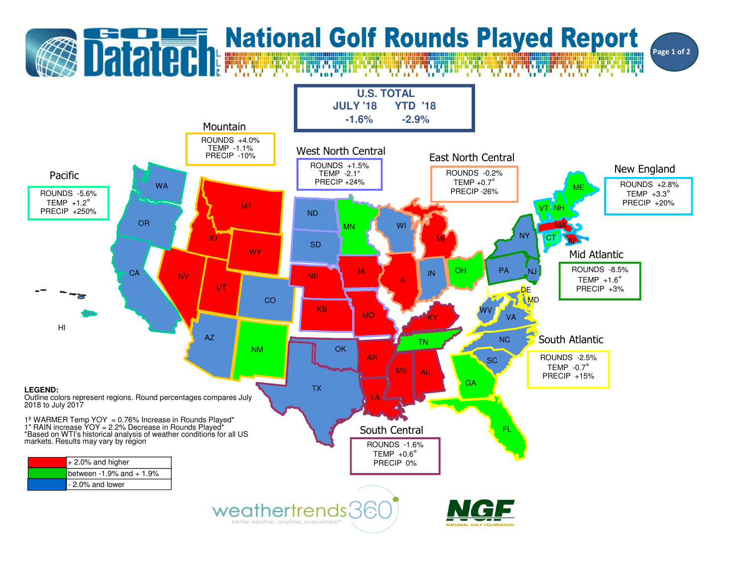# National Golf Rounds Played Report

## U.S. TOTAL

| JULY '18 | YTD '18 |
|---|---|
| -1.6% | -2.9% |

### Pacific
ROUNDS -5.6%
TEMP +1.2°
PRECIP +250%

### Mountain
ROUNDS +4.0%
TEMP -1.1%
PRECIP -10%

### West North Central
ROUNDS +1.5%
TEMP -2.1°
PRECIP +24%

### East North Central
ROUNDS -0.2%
TEMP +0.7°
PRECIP -26%

### New England
ROUNDS +2.8%
TEMP +3.3°
PRECIP +20%

### Mid Atlantic
ROUNDS -8.5%
TEMP +1.6°
PRECIP +3%

### South Atlantic
ROUNDS -2.5%
TEMP -0.7°
PRECIP +15%

### South Central
ROUNDS -1.6%
TEMP +0.6°
PRECIP 0%

**LEGEND:**
Outline colors represent regions. Round percentages compares July 2018 to July 2017

1º WARMER Temp YOY = 0.76% Increase in Rounds Played*
1" RAIN increase YOY = 2.2% Decrease in Rounds Played*
*Based on WTI's historical analysis of weather conditions for all US markets. Results may vary by region

| Color | Range |
|---|---|
| Red | + 2.0% and higher |
| Green | between -1.9% and + 1.9% |
| Blue | - 2.0% and lower |

weathertrends360 — better weather, anytime, everywhere®

NGF — NATIONAL GOLF FOUNDATION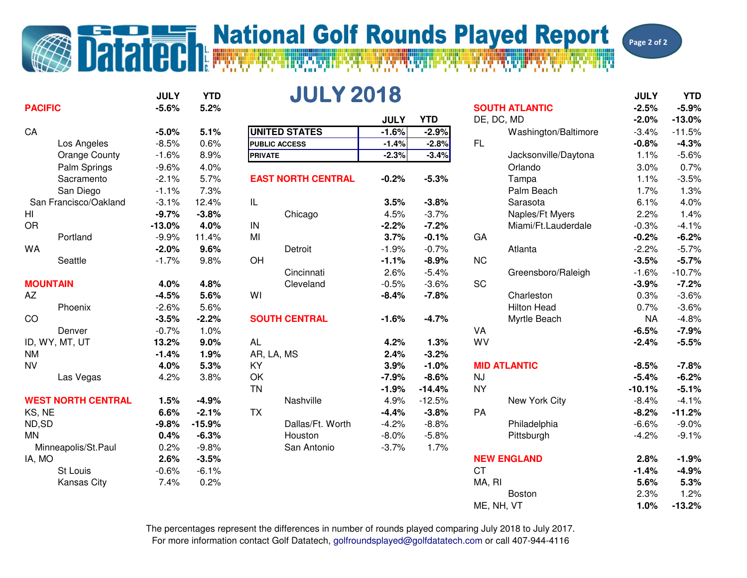# National Golf Rounds Played Report

## JULY 2018

| | JULY | YTD |
|---|---|---|
| **UNITED STATES** | **-1.6%** | **-2.9%** |
| **PUBLIC ACCESS** | **-1.4%** | **-2.8%** |
| **PRIVATE** | **-2.3%** | **-3.4%** |

| | JULY | YTD |
|---|---|---|
| **PACIFIC** | **-5.6%** | **5.2%** |
| CA | **-5.0%** | **5.1%** |
| Los Angeles | -8.5% | 0.6% |
| Orange County | -1.6% | 8.9% |
| Palm Springs | -9.6% | 4.0% |
| Sacramento | -2.1% | 5.7% |
| San Diego | -1.1% | 7.3% |
| San Francisco/Oakland | -3.1% | 12.4% |
| HI | **-9.7%** | **-3.8%** |
| OR | **-13.0%** | **4.0%** |
| Portland | -9.9% | 11.4% |
| WA | **-2.0%** | **9.6%** |
| Seattle | -1.7% | 9.8% |
| **MOUNTAIN** | **4.0%** | **4.8%** |
| AZ | **-4.5%** | **5.6%** |
| Phoenix | -2.6% | 5.6% |
| CO | **-3.5%** | **-2.2%** |
| Denver | -0.7% | 1.0% |
| ID, WY, MT, UT | **13.2%** | **9.0%** |
| NM | **-1.4%** | **1.9%** |
| NV | **4.0%** | **5.3%** |
| Las Vegas | 4.2% | 3.8% |
| **WEST NORTH CENTRAL** | **1.5%** | **-4.9%** |
| KS, NE | **6.6%** | **-2.1%** |
| ND,SD | **-9.8%** | **-15.9%** |
| MN | **0.4%** | **-6.3%** |
| Minneapolis/St.Paul | 0.2% | -9.8% |
| IA, MO | **2.6%** | **-3.5%** |
| St Louis | -0.6% | -6.1% |
| Kansas City | 7.4% | 0.2% |

| | JULY | YTD |
|---|---|---|
| **EAST NORTH CENTRAL** | **-0.2%** | **-5.3%** |
| IL | **3.5%** | **-3.8%** |
| Chicago | 4.5% | -3.7% |
| IN | **-2.2%** | **-7.2%** |
| MI | **3.7%** | **-0.1%** |
| Detroit | -1.9% | -0.7% |
| OH | **-1.1%** | **-8.9%** |
| Cincinnati | 2.6% | -5.4% |
| Cleveland | -0.5% | -3.6% |
| WI | **-8.4%** | **-7.8%** |
| **SOUTH CENTRAL** | **-1.6%** | **-4.7%** |
| AL | **4.2%** | **1.3%** |
| AR, LA, MS | **2.4%** | **-3.2%** |
| KY | **3.9%** | **-1.0%** |
| OK | **-7.9%** | **-8.6%** |
| TN | **-1.9%** | **-14.4%** |
| Nashville | 4.9% | -12.5% |
| TX | **-4.4%** | **-3.8%** |
| Dallas/Ft. Worth | -4.2% | -8.8% |
| Houston | -8.0% | -5.8% |
| San Antonio | -3.7% | 1.7% |

| | JULY | YTD |
|---|---|---|
| **SOUTH ATLANTIC** | **-2.5%** | **-5.9%** |
| DE, DC, MD | **-2.0%** | **-13.0%** |
| Washington/Baltimore | -3.4% | -11.5% |
| FL | **-0.8%** | **-4.3%** |
| Jacksonville/Daytona | 1.1% | -5.6% |
| Orlando | 3.0% | 0.7% |
| Tampa | 1.1% | -3.5% |
| Palm Beach | 1.7% | 1.3% |
| Sarasota | 6.1% | 4.0% |
| Naples/Ft Myers | 2.2% | 1.4% |
| Miami/Ft.Lauderdale | -0.3% | -4.1% |
| GA | **-0.2%** | **-6.2%** |
| Atlanta | -2.2% | -5.7% |
| NC | **-3.5%** | **-5.7%** |
| Greensboro/Raleigh | -1.6% | -10.7% |
| SC | **-3.9%** | **-7.2%** |
| Charleston | 0.3% | -3.6% |
| Hilton Head | 0.7% | -3.6% |
| Myrtle Beach | NA | -4.8% |
| VA | **-6.5%** | **-7.9%** |
| WV | **-2.4%** | **-5.5%** |
| **MID ATLANTIC** | **-8.5%** | **-7.8%** |
| NJ | **-5.4%** | **-6.2%** |
| NY | **-10.1%** | **-5.1%** |
| New York City | -8.4% | -4.1% |
| PA | **-8.2%** | **-11.2%** |
| Philadelphia | -6.6% | -9.0% |
| Pittsburgh | -4.2% | -9.1% |
| **NEW ENGLAND** | **2.8%** | **-1.9%** |
| CT | **-1.4%** | **-4.9%** |
| MA, RI | **5.6%** | **5.3%** |
| Boston | 2.3% | 1.2% |
| ME, NH, VT | **1.0%** | **-13.2%** |

The percentages represent the differences in number of rounds played comparing July 2018 to July 2017.
For more information contact Golf Datatech, golfroundsplayed@golfdatatech.com or call 407-944-4116